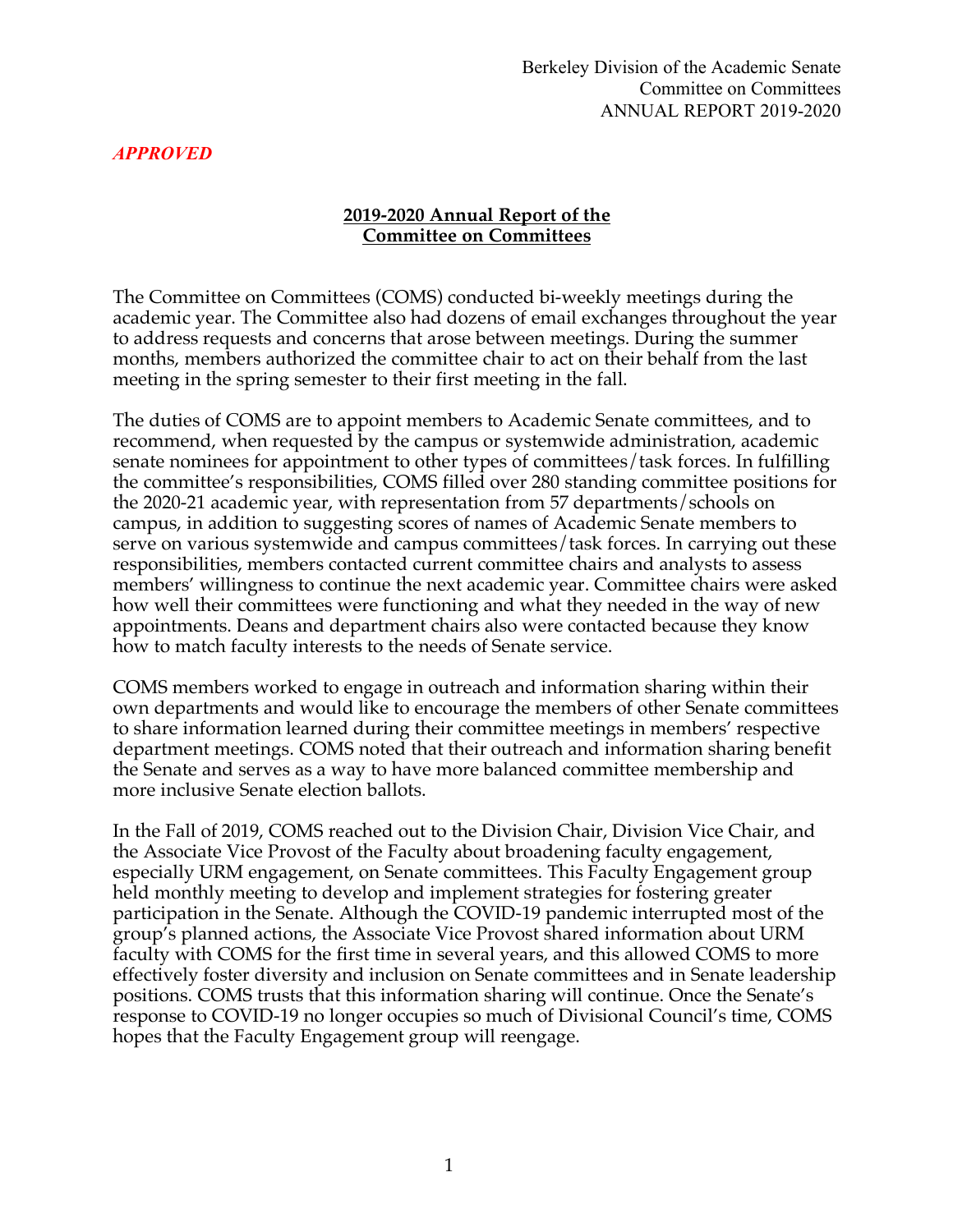Berkeley Division of the Academic Senate
Committee on Committees
ANNUAL REPORT 2019-2020

***APPROVED***

## 2019-2020 Annual Report of the Committee on Committees

The Committee on Committees (COMS) conducted bi-weekly meetings during the academic year. The Committee also had dozens of email exchanges throughout the year to address requests and concerns that arose between meetings. During the summer months, members authorized the committee chair to act on their behalf from the last meeting in the spring semester to their first meeting in the fall.

The duties of COMS are to appoint members to Academic Senate committees, and to recommend, when requested by the campus or systemwide administration, academic senate nominees for appointment to other types of committees/task forces. In fulfilling the committee's responsibilities, COMS filled over 280 standing committee positions for the 2020-21 academic year, with representation from 57 departments/schools on campus, in addition to suggesting scores of names of Academic Senate members to serve on various systemwide and campus committees/task forces. In carrying out these responsibilities, members contacted current committee chairs and analysts to assess members' willingness to continue the next academic year. Committee chairs were asked how well their committees were functioning and what they needed in the way of new appointments. Deans and department chairs also were contacted because they know how to match faculty interests to the needs of Senate service.

COMS members worked to engage in outreach and information sharing within their own departments and would like to encourage the members of other Senate committees to share information learned during their committee meetings in members' respective department meetings. COMS noted that their outreach and information sharing benefit the Senate and serves as a way to have more balanced committee membership and more inclusive Senate election ballots.

In the Fall of 2019, COMS reached out to the Division Chair, Division Vice Chair, and the Associate Vice Provost of the Faculty about broadening faculty engagement, especially URM engagement, on Senate committees. This Faculty Engagement group held monthly meeting to develop and implement strategies for fostering greater participation in the Senate. Although the COVID-19 pandemic interrupted most of the group's planned actions, the Associate Vice Provost shared information about URM faculty with COMS for the first time in several years, and this allowed COMS to more effectively foster diversity and inclusion on Senate committees and in Senate leadership positions. COMS trusts that this information sharing will continue. Once the Senate's response to COVID-19 no longer occupies so much of Divisional Council's time, COMS hopes that the Faculty Engagement group will reengage.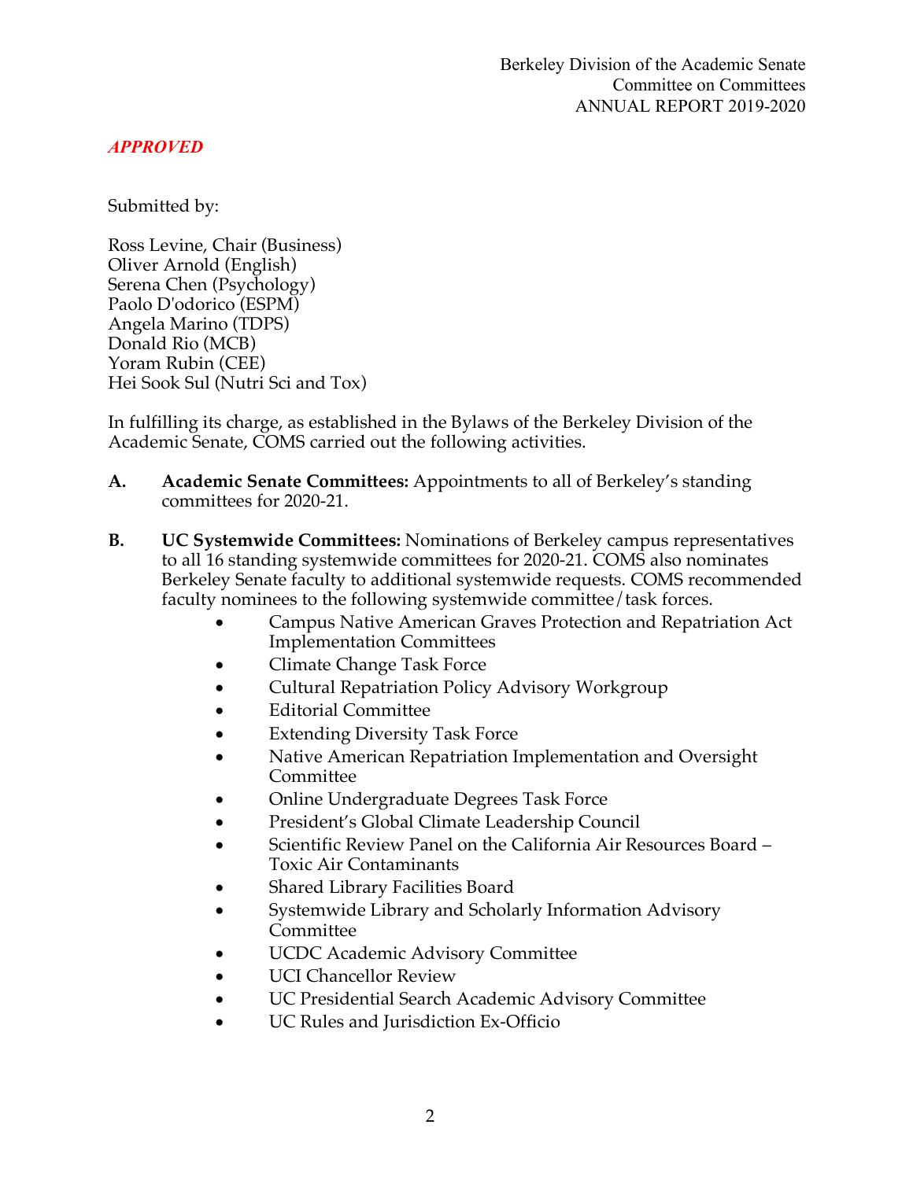Berkeley Division of the Academic Senate
Committee on Committees
ANNUAL REPORT 2019-2020

*APPROVED*

Submitted by:

Ross Levine, Chair (Business)
Oliver Arnold (English)
Serena Chen (Psychology)
Paolo D'odorico (ESPM)
Angela Marino (TDPS)
Donald Rio (MCB)
Yoram Rubin (CEE)
Hei Sook Sul (Nutri Sci and Tox)

In fulfilling its charge, as established in the Bylaws of the Berkeley Division of the Academic Senate, COMS carried out the following activities.

**A. Academic Senate Committees:** Appointments to all of Berkeley's standing committees for 2020-21.

**B. UC Systemwide Committees:** Nominations of Berkeley campus representatives to all 16 standing systemwide committees for 2020-21. COMS also nominates Berkeley Senate faculty to additional systemwide requests. COMS recommended faculty nominees to the following systemwide committee/task forces.

- Campus Native American Graves Protection and Repatriation Act Implementation Committees
- Climate Change Task Force
- Cultural Repatriation Policy Advisory Workgroup
- Editorial Committee
- Extending Diversity Task Force
- Native American Repatriation Implementation and Oversight Committee
- Online Undergraduate Degrees Task Force
- President's Global Climate Leadership Council
- Scientific Review Panel on the California Air Resources Board – Toxic Air Contaminants
- Shared Library Facilities Board
- Systemwide Library and Scholarly Information Advisory Committee
- UCDC Academic Advisory Committee
- UCI Chancellor Review
- UC Presidential Search Academic Advisory Committee
- UC Rules and Jurisdiction Ex-Officio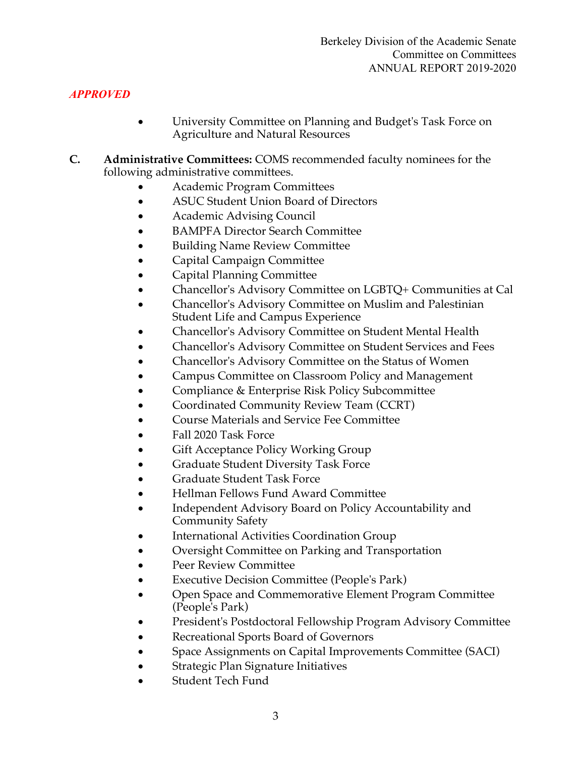*APPROVED*

- University Committee on Planning and Budget's Task Force on Agriculture and Natural Resources

**C. Administrative Committees:** COMS recommended faculty nominees for the following administrative committees.

- Academic Program Committees
- ASUC Student Union Board of Directors
- Academic Advising Council
- BAMPFA Director Search Committee
- Building Name Review Committee
- Capital Campaign Committee
- Capital Planning Committee
- Chancellor's Advisory Committee on LGBTQ+ Communities at Cal
- Chancellor's Advisory Committee on Muslim and Palestinian Student Life and Campus Experience
- Chancellor's Advisory Committee on Student Mental Health
- Chancellor's Advisory Committee on Student Services and Fees
- Chancellor's Advisory Committee on the Status of Women
- Campus Committee on Classroom Policy and Management
- Compliance & Enterprise Risk Policy Subcommittee
- Coordinated Community Review Team (CCRT)
- Course Materials and Service Fee Committee
- Fall 2020 Task Force
- Gift Acceptance Policy Working Group
- Graduate Student Diversity Task Force
- Graduate Student Task Force
- Hellman Fellows Fund Award Committee
- Independent Advisory Board on Policy Accountability and Community Safety
- International Activities Coordination Group
- Oversight Committee on Parking and Transportation
- Peer Review Committee
- Executive Decision Committee (People's Park)
- Open Space and Commemorative Element Program Committee (People's Park)
- President's Postdoctoral Fellowship Program Advisory Committee
- Recreational Sports Board of Governors
- Space Assignments on Capital Improvements Committee (SACI)
- Strategic Plan Signature Initiatives
- Student Tech Fund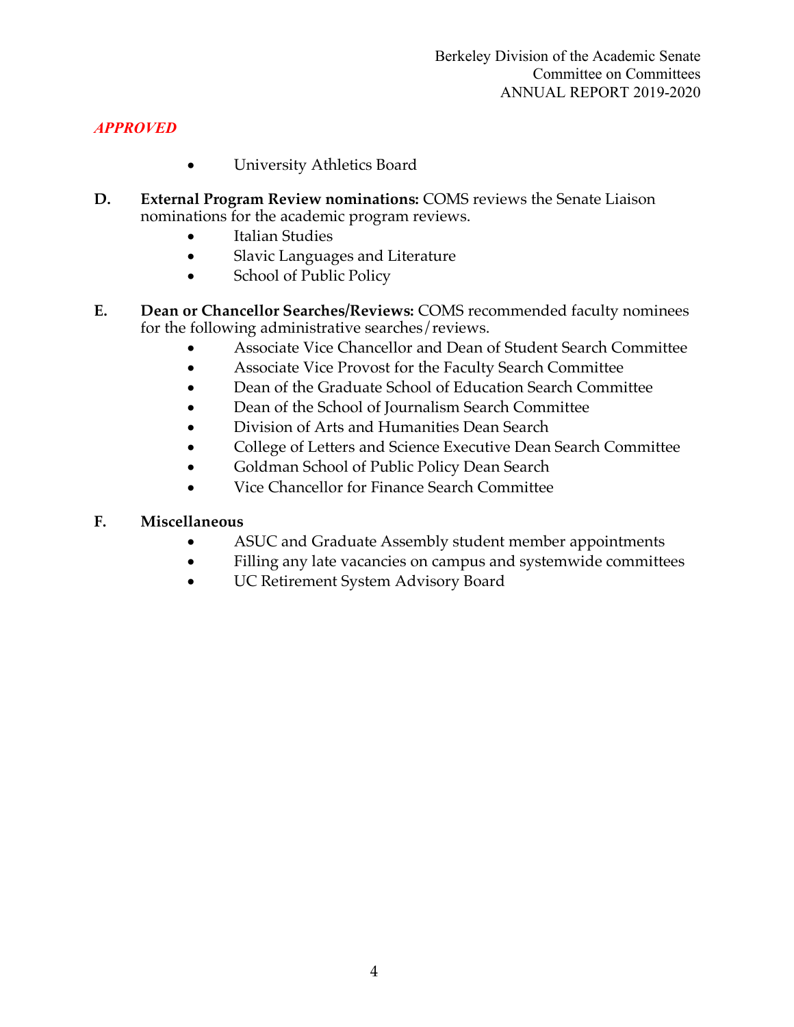*APPROVED*

- University Athletics Board

**D. External Program Review nominations:** COMS reviews the Senate Liaison nominations for the academic program reviews.

- Italian Studies
- Slavic Languages and Literature
- School of Public Policy

**E. Dean or Chancellor Searches/Reviews:** COMS recommended faculty nominees for the following administrative searches/reviews.

- Associate Vice Chancellor and Dean of Student Search Committee
- Associate Vice Provost for the Faculty Search Committee
- Dean of the Graduate School of Education Search Committee
- Dean of the School of Journalism Search Committee
- Division of Arts and Humanities Dean Search
- College of Letters and Science Executive Dean Search Committee
- Goldman School of Public Policy Dean Search
- Vice Chancellor for Finance Search Committee

**F. Miscellaneous**

- ASUC and Graduate Assembly student member appointments
- Filling any late vacancies on campus and systemwide committees
- UC Retirement System Advisory Board